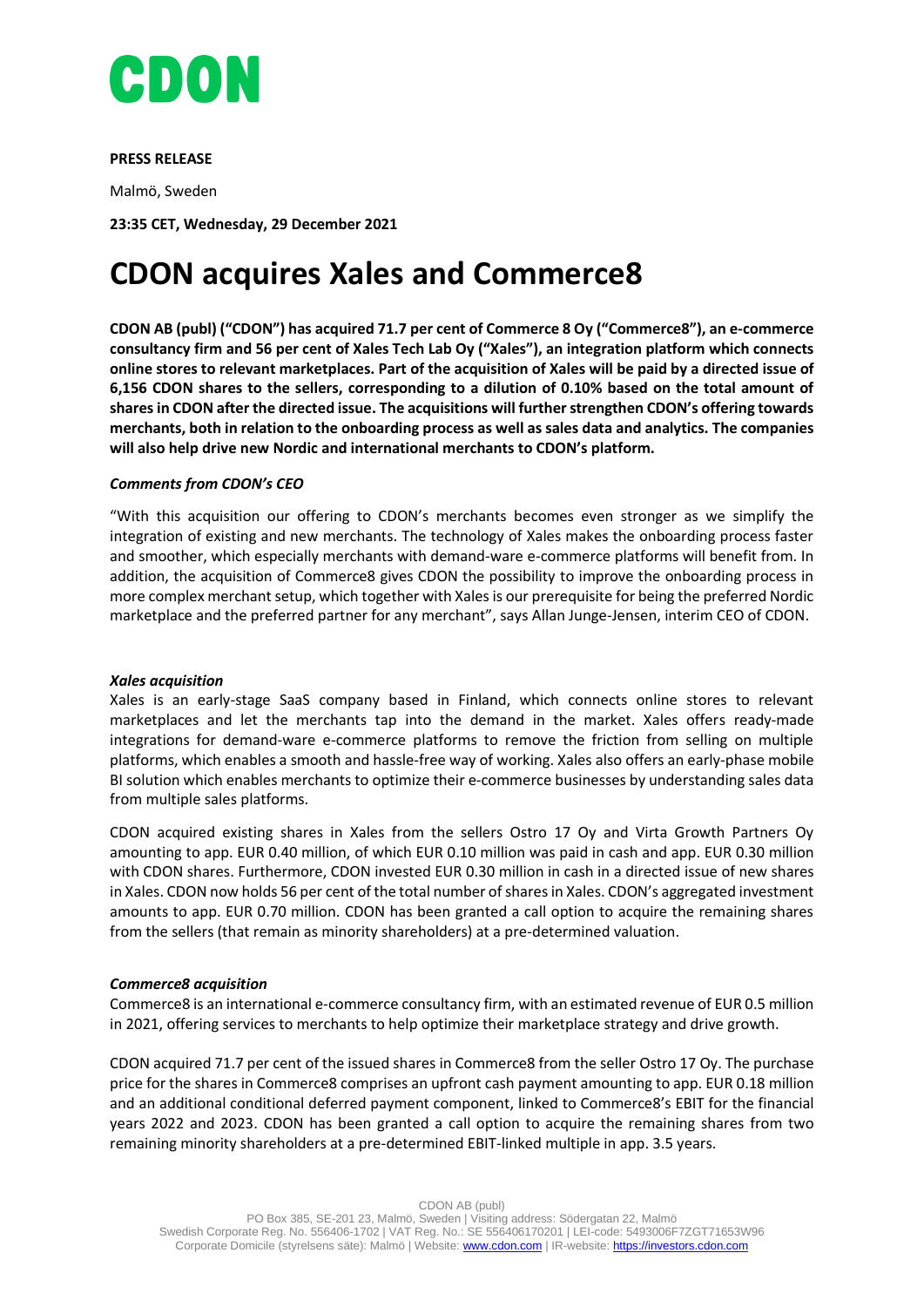CDON

**PRESS RELEASE**

Malmö, Sweden

**23:35 CET, Wednesday, 29 December 2021**

# CDON acquires Xales and Commerce8

**CDON AB (publ) ("CDON") has acquired 71.7 per cent of Commerce 8 Oy ("Commerce8"), an e-commerce consultancy firm and 56 per cent of Xales Tech Lab Oy ("Xales"), an integration platform which connects online stores to relevant marketplaces. Part of the acquisition of Xales will be paid by a directed issue of 6,156 CDON shares to the sellers, corresponding to a dilution of 0.10% based on the total amount of shares in CDON after the directed issue. The acquisitions will further strengthen CDON's offering towards merchants, both in relation to the onboarding process as well as sales data and analytics. The companies will also help drive new Nordic and international merchants to CDON's platform.**

***Comments from CDON's CEO***

"With this acquisition our offering to CDON's merchants becomes even stronger as we simplify the integration of existing and new merchants. The technology of Xales makes the onboarding process faster and smoother, which especially merchants with demand-ware e-commerce platforms will benefit from. In addition, the acquisition of Commerce8 gives CDON the possibility to improve the onboarding process in more complex merchant setup, which together with Xales is our prerequisite for being the preferred Nordic marketplace and the preferred partner for any merchant", says Allan Junge-Jensen, interim CEO of CDON.

***Xales acquisition***

Xales is an early-stage SaaS company based in Finland, which connects online stores to relevant marketplaces and let the merchants tap into the demand in the market. Xales offers ready-made integrations for demand-ware e-commerce platforms to remove the friction from selling on multiple platforms, which enables a smooth and hassle-free way of working. Xales also offers an early-phase mobile BI solution which enables merchants to optimize their e-commerce businesses by understanding sales data from multiple sales platforms.

CDON acquired existing shares in Xales from the sellers Ostro 17 Oy and Virta Growth Partners Oy amounting to app. EUR 0.40 million, of which EUR 0.10 million was paid in cash and app. EUR 0.30 million with CDON shares. Furthermore, CDON invested EUR 0.30 million in cash in a directed issue of new shares in Xales. CDON now holds 56 per cent of the total number of shares in Xales. CDON's aggregated investment amounts to app. EUR 0.70 million. CDON has been granted a call option to acquire the remaining shares from the sellers (that remain as minority shareholders) at a pre-determined valuation.

***Commerce8 acquisition***

Commerce8 is an international e-commerce consultancy firm, with an estimated revenue of EUR 0.5 million in 2021, offering services to merchants to help optimize their marketplace strategy and drive growth.

CDON acquired 71.7 per cent of the issued shares in Commerce8 from the seller Ostro 17 Oy. The purchase price for the shares in Commerce8 comprises an upfront cash payment amounting to app. EUR 0.18 million and an additional conditional deferred payment component, linked to Commerce8's EBIT for the financial years 2022 and 2023. CDON has been granted a call option to acquire the remaining shares from two remaining minority shareholders at a pre-determined EBIT-linked multiple in app. 3.5 years.

CDON AB (publ)
PO Box 385, SE-201 23, Malmö, Sweden | Visiting address: Södergatan 22, Malmö
Swedish Corporate Reg. No. 556406-1702 | VAT Reg. No.: SE 556406170201 | LEI-code: 5493006F7ZGT71653W96
Corporate Domicile (styrelsens säte): Malmö | Website: www.cdon.com | IR-website: https://investors.cdon.com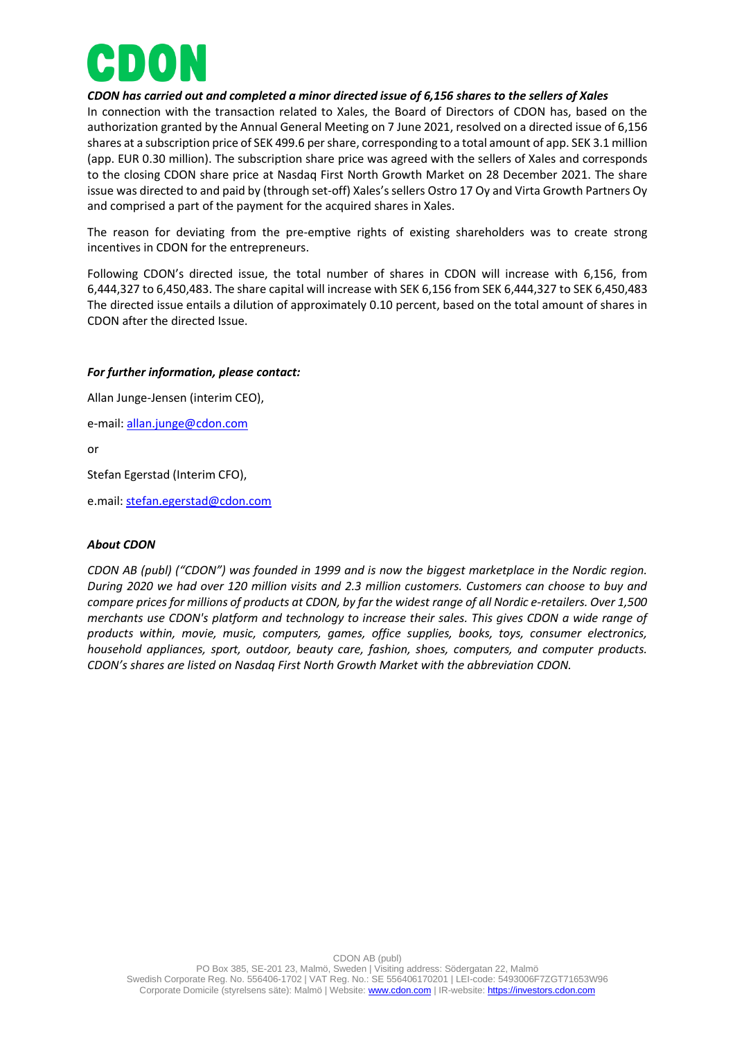# CDON

***CDON has carried out and completed a minor directed issue of 6,156 shares to the sellers of Xales***

In connection with the transaction related to Xales, the Board of Directors of CDON has, based on the authorization granted by the Annual General Meeting on 7 June 2021, resolved on a directed issue of 6,156 shares at a subscription price of SEK 499.6 per share, corresponding to a total amount of app. SEK 3.1 million (app. EUR 0.30 million). The subscription share price was agreed with the sellers of Xales and corresponds to the closing CDON share price at Nasdaq First North Growth Market on 28 December 2021. The share issue was directed to and paid by (through set-off) Xales's sellers Ostro 17 Oy and Virta Growth Partners Oy and comprised a part of the payment for the acquired shares in Xales.

The reason for deviating from the pre-emptive rights of existing shareholders was to create strong incentives in CDON for the entrepreneurs.

Following CDON's directed issue, the total number of shares in CDON will increase with 6,156, from 6,444,327 to 6,450,483. The share capital will increase with SEK 6,156 from SEK 6,444,327 to SEK 6,450,483 The directed issue entails a dilution of approximately 0.10 percent, based on the total amount of shares in CDON after the directed Issue.

***For further information, please contact:***

Allan Junge-Jensen (interim CEO),

e-mail: allan.junge@cdon.com

or

Stefan Egerstad (Interim CFO),

e.mail: stefan.egerstad@cdon.com

***About CDON***

*CDON AB (publ) ("CDON") was founded in 1999 and is now the biggest marketplace in the Nordic region. During 2020 we had over 120 million visits and 2.3 million customers. Customers can choose to buy and compare prices for millions of products at CDON, by far the widest range of all Nordic e-retailers. Over 1,500 merchants use CDON's platform and technology to increase their sales. This gives CDON a wide range of products within, movie, music, computers, games, office supplies, books, toys, consumer electronics, household appliances, sport, outdoor, beauty care, fashion, shoes, computers, and computer products. CDON's shares are listed on Nasdaq First North Growth Market with the abbreviation CDON.*

CDON AB (publ)
PO Box 385, SE-201 23, Malmö, Sweden | Visiting address: Södergatan 22, Malmö
Swedish Corporate Reg. No. 556406-1702 | VAT Reg. No.: SE 556406170201 | LEI-code: 5493006F7ZGT71653W96
Corporate Domicile (styrelsens säte): Malmö | Website: www.cdon.com | IR-website: https://investors.cdon.com